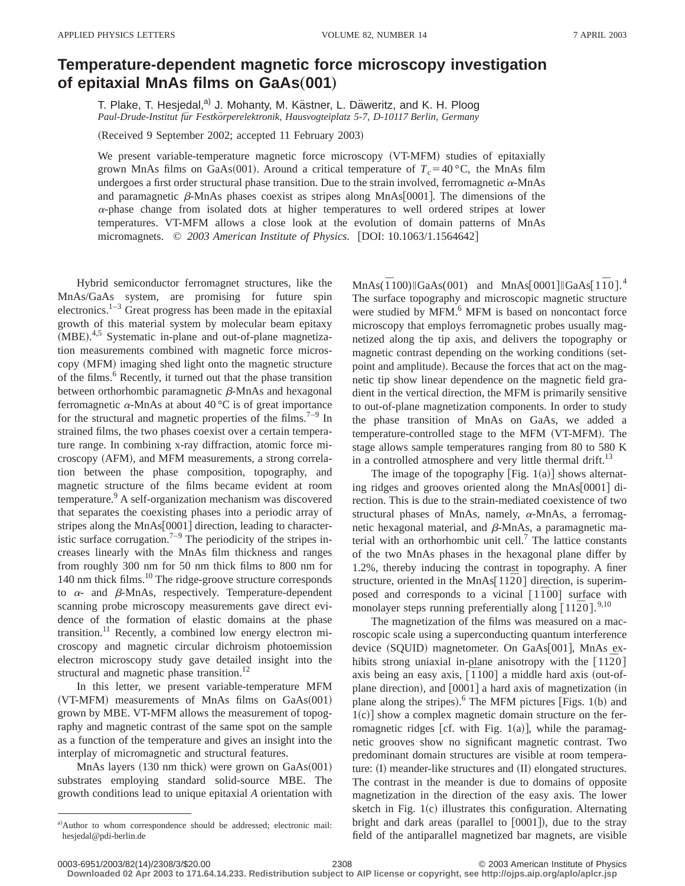# Temperature-dependent magnetic force microscopy investigation of epitaxial MnAs films on GaAs(001)

T. Plake, T. Hesjedal,[a] J. Mohanty, M. Kästner, L. Däweritz, and K. H. Ploog

*Paul-Drude-Institut für Festkörperelektronik, Hausvogteiplatz 5-7, D-10117 Berlin, Germany*

(Received 9 September 2002; accepted 11 February 2003)

We present variable-temperature magnetic force microscopy (VT-MFM) studies of epitaxially grown MnAs films on GaAs(001). Around a critical temperature of $T_c = 40\,°C$, the MnAs film undergoes a first order structural phase transition. Due to the strain involved, ferromagnetic $\alpha$-MnAs and paramagnetic $\beta$-MnAs phases coexist as stripes along MnAs[0001]. The dimensions of the $\alpha$-phase change from isolated dots at higher temperatures to well ordered stripes at lower temperatures. VT-MFM allows a close look at the evolution of domain patterns of MnAs micromagnets. © *2003 American Institute of Physics.* [DOI: 10.1063/1.1564642]

Hybrid semiconductor ferromagnet structures, like the MnAs/GaAs system, are promising for future spin electronics.[1–3] Great progress has been made in the epitaxial growth of this material system by molecular beam epitaxy (MBE).[4,5] Systematic in-plane and out-of-plane magnetization measurements combined with magnetic force microscopy (MFM) imaging shed light onto the magnetic structure of the films.[6] Recently, it turned out that the phase transition between orthorhombic paramagnetic $\beta$-MnAs and hexagonal ferromagnetic $\alpha$-MnAs at about 40 °C is of great importance for the structural and magnetic properties of the films.[7–9] In strained films, the two phases coexist over a certain temperature range. In combining x-ray diffraction, atomic force microscopy (AFM), and MFM measurements, a strong correlation between the phase composition, topography, and magnetic structure of the films became evident at room temperature.[9] A self-organization mechanism was discovered that separates the coexisting phases into a periodic array of stripes along the MnAs[0001] direction, leading to characteristic surface corrugation.[7–9] The periodicity of the stripes increases linearly with the MnAs film thickness and ranges from roughly 300 nm for 50 nm thick films to 800 nm for 140 nm thick films.[10] The ridge-groove structure corresponds to $\alpha$- and $\beta$-MnAs, respectively. Temperature-dependent scanning probe microscopy measurements gave direct evidence of the formation of elastic domains at the phase transition.[11] Recently, a combined low energy electron microscopy and magnetic circular dichroism photoemission electron microscopy study gave detailed insight into the structural and magnetic phase transition.[12]

In this letter, we present variable-temperature MFM (VT-MFM) measurements of MnAs films on GaAs(001) grown by MBE. VT-MFM allows the measurement of topography and magnetic contrast of the same spot on the sample as a function of the temperature and gives an insight into the interplay of micromagnetic and structural features.

MnAs layers (130 nm thick) were grown on GaAs(001) substrates employing standard solid-source MBE. The growth conditions lead to unique epitaxial *A* orientation with MnAs$(\bar{1}100)\|$GaAs(001) and MnAs$[0001]\|$GaAs$[1\bar{1}0]$.[4] The surface topography and microscopic magnetic structure were studied by MFM.[6] MFM is based on noncontact force microscopy that employs ferromagnetic probes usually magnetized along the tip axis, and delivers the topography or magnetic contrast depending on the working conditions (setpoint and amplitude). Because the forces that act on the magnetic tip show linear dependence on the magnetic field gradient in the vertical direction, the MFM is primarily sensitive to out-of-plane magnetization components. In order to study the phase transition of MnAs on GaAs, we added a temperature-controlled stage to the MFM (VT-MFM). The stage allows sample temperatures ranging from 80 to 580 K in a controlled atmosphere and very little thermal drift.[13]

The image of the topography [Fig. 1(a)] shows alternating ridges and grooves oriented along the MnAs[0001] direction. This is due to the strain-mediated coexistence of two structural phases of MnAs, namely, $\alpha$-MnAs, a ferromagnetic hexagonal material, and $\beta$-MnAs, a paramagnetic material with an orthorhombic unit cell.[7] The lattice constants of the two MnAs phases in the hexagonal plane differ by 1.2%, thereby inducing the contrast in topography. A finer structure, oriented in the MnAs$[11\bar{2}0]$ direction, is superimposed and corresponds to a vicinal $[1\bar{1}00]$ surface with monolayer steps running preferentially along $[11\bar{2}0]$.[9,10]

The magnetization of the films was measured on a macroscopic scale using a superconducting quantum interference device (SQUID) magnetometer. On GaAs[001], MnAs exhibits strong uniaxial in-plane anisotropy with the $[11\bar{2}0]$ axis being an easy axis, $[\bar{1}100]$ a middle hard axis (out-of-plane direction), and [0001] a hard axis of magnetization (in plane along the stripes).[6] The MFM pictures [Figs. 1(b) and 1(c)] show a complex magnetic domain structure on the ferromagnetic ridges [cf. with Fig. 1(a)], while the paramagnetic grooves show no significant magnetic contrast. Two predominant domain structures are visible at room temperature: (I) meander-like structures and (II) elongated structures. The contrast in the meander is due to domains of opposite magnetization in the direction of the easy axis. The lower sketch in Fig. 1(c) illustrates this configuration. Alternating bright and dark areas (parallel to [0001]), due to the stray field of the antiparallel magnetized bar magnets, are visible

[a]Author to whom correspondence should be addressed; electronic mail: hesjedal@pdi-berlin.de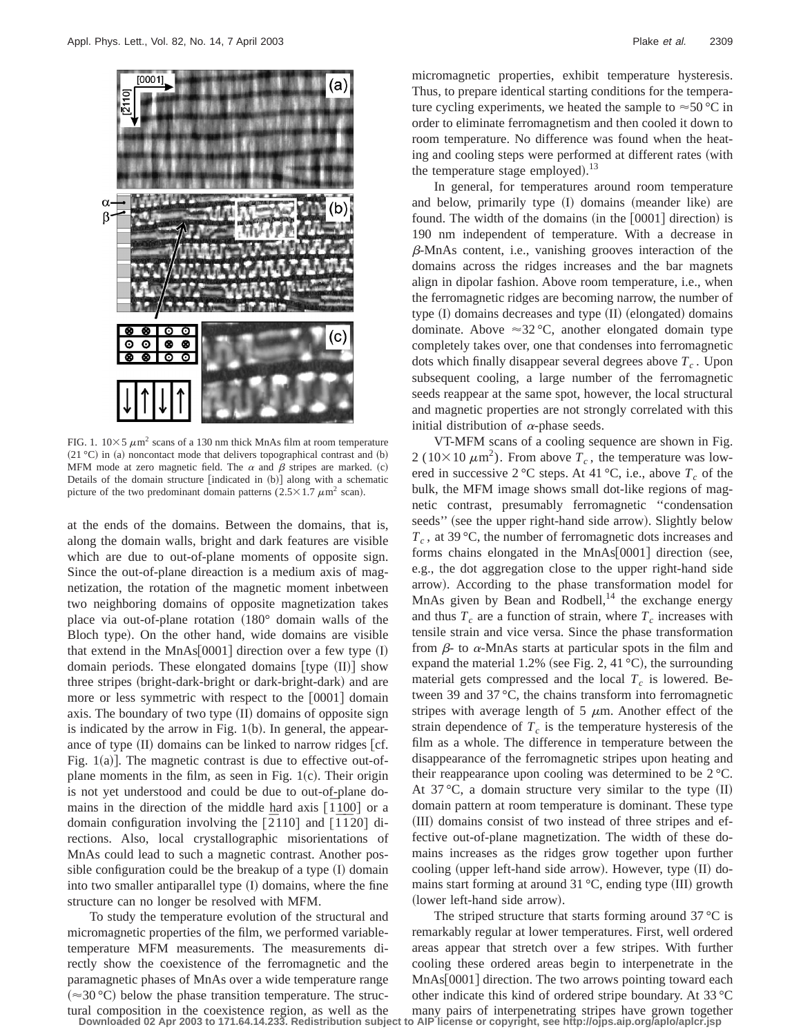FIG. 1. $10\times5\ \mu m^2$ scans of a 130 nm thick MnAs film at room temperature (21 °C) in (a) noncontact mode that delivers topographical contrast and (b) MFM mode at zero magnetic field. The $\alpha$ and $\beta$ stripes are marked. (c) Details of the domain structure [indicated in (b)] along with a schematic picture of the two predominant domain patterns ($2.5\times1.7\ \mu m^2$ scan).

at the ends of the domains. Between the domains, that is, along the domain walls, bright and dark features are visible which are due to out-of-plane moments of opposite sign. Since the out-of-plane direaction is a medium axis of magnetization, the rotation of the magnetic moment inbetween two neighboring domains of opposite magnetization takes place via out-of-plane rotation (180° domain walls of the Bloch type). On the other hand, wide domains are visible that extend in the MnAs[0001] direction over a few type (I) domain periods. These elongated domains [type (II)] show three stripes (bright-dark-bright or dark-bright-dark) and are more or less symmetric with respect to the [0001] domain axis. The boundary of two type (II) domains of opposite sign is indicated by the arrow in Fig. 1(b). In general, the appearance of type (II) domains can be linked to narrow ridges [cf. Fig. 1(a)]. The magnetic contrast is due to effective out-of-plane moments in the film, as seen in Fig. 1(c). Their origin is not yet understood and could be due to out-of-plane domains in the direction of the middle hard axis [$1\bar{1}00$] or a domain configuration involving the [$\bar{2}110$] and [$\bar{1}\bar{1}20$] directions. Also, local crystallographic misorientations of MnAs could lead to such a magnetic contrast. Another possible configuration could be the breakup of a type (I) domain into two smaller antiparallel type (I) domains, where the fine structure can no longer be resolved with MFM.

To study the temperature evolution of the structural and micromagnetic properties of the film, we performed variable-temperature MFM measurements. The measurements directly show the coexistence of the ferromagnetic and the paramagnetic phases of MnAs over a wide temperature range (≈30 °C) below the phase transition temperature. The structural composition in the coexistence region, as well as the micromagnetic properties, exhibit temperature hysteresis. Thus, to prepare identical starting conditions for the temperature cycling experiments, we heated the sample to ≈50 °C in order to eliminate ferromagnetism and then cooled it down to room temperature. No difference was found when the heating and cooling steps were performed at different rates (with the temperature stage employed).[13]

In general, for temperatures around room temperature and below, primarily type (I) domains (meander like) are found. The width of the domains (in the [0001] direction) is 190 nm independent of temperature. With a decrease in $\beta$-MnAs content, i.e., vanishing grooves interaction of the domains across the ridges increases and the bar magnets align in dipolar fashion. Above room temperature, i.e., when the ferromagnetic ridges are becoming narrow, the number of type (I) domains decreases and type (II) (elongated) domains dominate. Above ≈32 °C, another elongated domain type completely takes over, one that condenses into ferromagnetic dots which finally disappear several degrees above $T_c$. Upon subsequent cooling, a large number of the ferromagnetic seeds reappear at the same spot, however, the local structural and magnetic properties are not strongly correlated with this initial distribution of $\alpha$-phase seeds.

VT-MFM scans of a cooling sequence are shown in Fig. 2 ($10\times10\ \mu m^2$). From above $T_c$, the temperature was lowered in successive 2 °C steps. At 41 °C, i.e., above $T_c$ of the bulk, the MFM image shows small dot-like regions of magnetic contrast, presumably ferromagnetic "condensation seeds" (see the upper right-hand side arrow). Slightly below $T_c$, at 39 °C, the number of ferromagnetic dots increases and forms chains elongated in the MnAs[0001] direction (see, e.g., the dot aggregation close to the upper right-hand side arrow). According to the phase transformation model for MnAs given by Bean and Rodbell,[14] the exchange energy and thus $T_c$ are a function of strain, where $T_c$ increases with tensile strain and vice versa. Since the phase transformation from $\beta$- to $\alpha$-MnAs starts at particular spots in the film and expand the material 1.2% (see Fig. 2, 41 °C), the surrounding material gets compressed and the local $T_c$ is lowered. Between 39 and 37 °C, the chains transform into ferromagnetic stripes with average length of 5 $\mu$m. Another effect of the strain dependence of $T_c$ is the temperature hysteresis of the film as a whole. The difference in temperature between the disappearance of the ferromagnetic stripes upon heating and their reappearance upon cooling was determined to be 2 °C. At 37 °C, a domain structure very similar to the type (II) domain pattern at room temperature is dominant. These type (III) domains consist of two instead of three stripes and effective out-of-plane magnetization. The width of these domains increases as the ridges grow together upon further cooling (upper left-hand side arrow). However, type (II) domains start forming at around 31 °C, ending type (III) growth (lower left-hand side arrow).

The striped structure that starts forming around 37 °C is remarkably regular at lower temperatures. First, well ordered areas appear that stretch over a few stripes. With further cooling these ordered areas begin to interpenetrate in the MnAs[0001] direction. The two arrows pointing toward each other indicate this kind of ordered stripe boundary. At 33 °C many pairs of interpenetrating stripes have grown together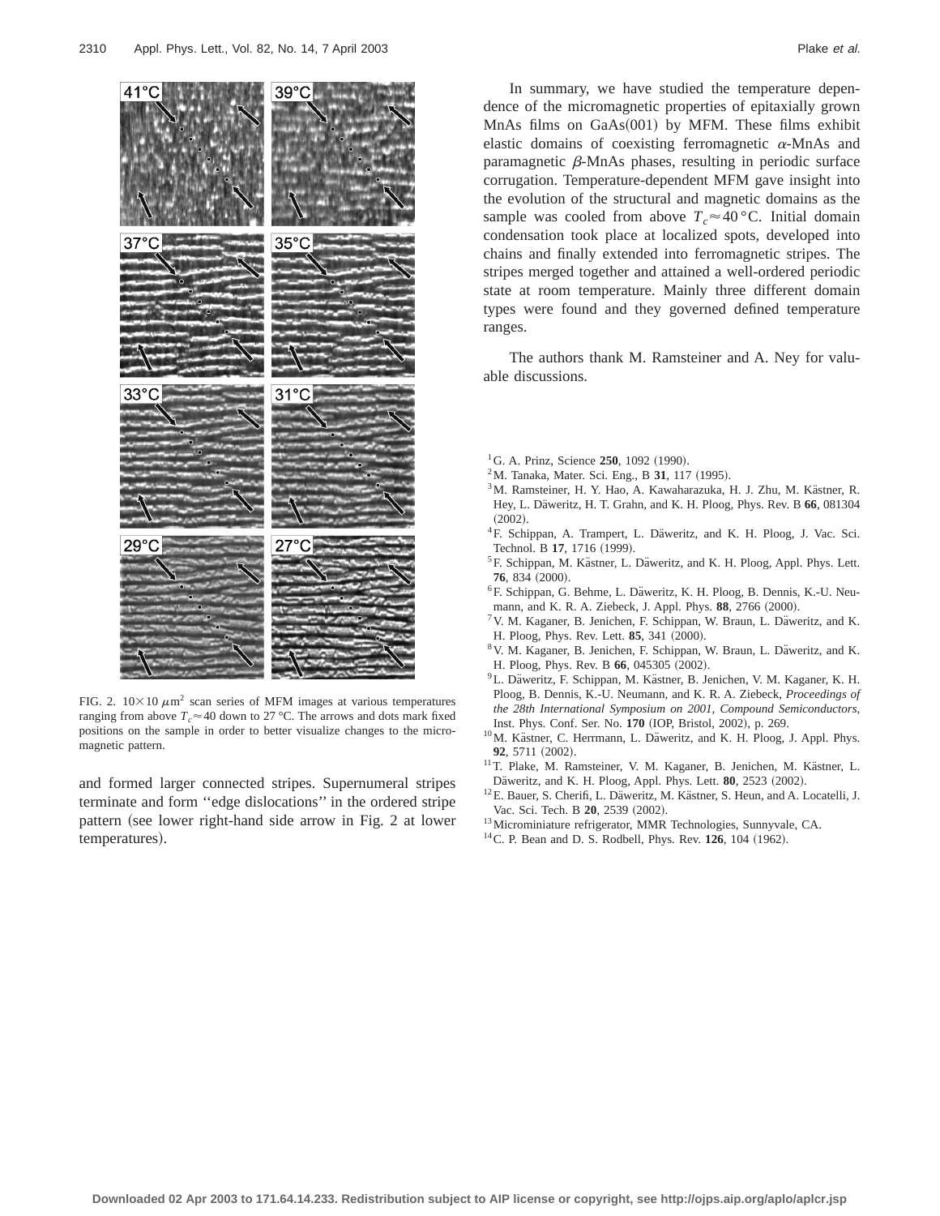41°C

39°C

37°C

35°C

33°C

31°C

29°C

27°C

FIG. 2. $10\times10\ \mu m^2$ scan series of MFM images at various temperatures ranging from above $T_c\approx40$ down to 27 °C. The arrows and dots mark fixed positions on the sample in order to better visualize changes to the micromagnetic pattern.

and formed larger connected stripes. Supernumeral stripes terminate and form ''edge dislocations'' in the ordered stripe pattern (see lower right-hand side arrow in Fig. 2 at lower temperatures).

In summary, we have studied the temperature dependence of the micromagnetic properties of epitaxially grown MnAs films on GaAs(001) by MFM. These films exhibit elastic domains of coexisting ferromagnetic $\alpha$-MnAs and paramagnetic $\beta$-MnAs phases, resulting in periodic surface corrugation. Temperature-dependent MFM gave insight into the evolution of the structural and magnetic domains as the sample was cooled from above $T_c\approx40\,°C$. Initial domain condensation took place at localized spots, developed into chains and finally extended into ferromagnetic stripes. The stripes merged together and attained a well-ordered periodic state at room temperature. Mainly three different domain types were found and they governed defined temperature ranges.

The authors thank M. Ramsteiner and A. Ney for valuable discussions.

[1] G. A. Prinz, Science **250**, 1092 (1990).

[2] M. Tanaka, Mater. Sci. Eng., B **31**, 117 (1995).

[3] M. Ramsteiner, H. Y. Hao, A. Kawaharazuka, H. J. Zhu, M. Kästner, R. Hey, L. Däweritz, H. T. Grahn, and K. H. Ploog, Phys. Rev. B **66**, 081304 (2002).

[4] F. Schippan, A. Trampert, L. Däweritz, and K. H. Ploog, J. Vac. Sci. Technol. B **17**, 1716 (1999).

[5] F. Schippan, M. Kästner, L. Däweritz, and K. H. Ploog, Appl. Phys. Lett. **76**, 834 (2000).

[6] F. Schippan, G. Behme, L. Däweritz, K. H. Ploog, B. Dennis, K.-U. Neumann, and K. R. A. Ziebeck, J. Appl. Phys. **88**, 2766 (2000).

[7] V. M. Kaganer, B. Jenichen, F. Schippan, W. Braun, L. Däweritz, and K. H. Ploog, Phys. Rev. Lett. **85**, 341 (2000).

[8] V. M. Kaganer, B. Jenichen, F. Schippan, W. Braun, L. Däweritz, and K. H. Ploog, Phys. Rev. B **66**, 045305 (2002).

[9] L. Däweritz, F. Schippan, M. Kästner, B. Jenichen, V. M. Kaganer, K. H. Ploog, B. Dennis, K.-U. Neumann, and K. R. A. Ziebeck, *Proceedings of the 28th International Symposium on 2001, Compound Semiconductors*, Inst. Phys. Conf. Ser. No. **170** (IOP, Bristol, 2002), p. 269.

[10] M. Kästner, C. Herrmann, L. Däweritz, and K. H. Ploog, J. Appl. Phys. **92**, 5711 (2002).

[11] T. Plake, M. Ramsteiner, V. M. Kaganer, B. Jenichen, M. Kästner, L. Däweritz, and K. H. Ploog, Appl. Phys. Lett. **80**, 2523 (2002).

[12] E. Bauer, S. Cherifi, L. Däweritz, M. Kästner, S. Heun, and A. Locatelli, J. Vac. Sci. Tech. B **20**, 2539 (2002).

[13] Microminiature refrigerator, MMR Technologies, Sunnyvale, CA.

[14] C. P. Bean and D. S. Rodbell, Phys. Rev. **126**, 104 (1962).